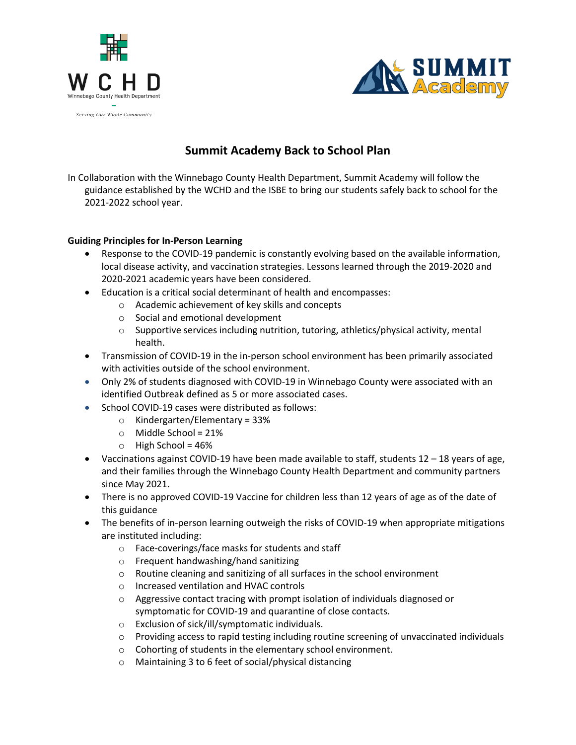# Summit Academy Back to School Plan

In Collaboration with the Winnebago County Health Department, Summit Academy will follow the guidance established by the WCHD and the ISBE to bring our students safely back to school for the 2021-2022 school year.

**Guiding Principles for In-Person Learning**

- Response to the COVID-19 pandemic is constantly evolving based on the available information, local disease activity, and vaccination strategies. Lessons learned through the 2019-2020 and 2020-2021 academic years have been considered.
- Education is a critical social determinant of health and encompasses:
  - Academic achievement of key skills and concepts
  - Social and emotional development
  - Supportive services including nutrition, tutoring, athletics/physical activity, mental health.
- Transmission of COVID-19 in the in-person school environment has been primarily associated with activities outside of the school environment.
- Only 2% of students diagnosed with COVID-19 in Winnebago County were associated with an identified Outbreak defined as 5 or more associated cases.
- School COVID-19 cases were distributed as follows:
  - Kindergarten/Elementary = 33%
  - Middle School = 21%
  - High School = 46%
- Vaccinations against COVID-19 have been made available to staff, students 12 – 18 years of age, and their families through the Winnebago County Health Department and community partners since May 2021.
- There is no approved COVID-19 Vaccine for children less than 12 years of age as of the date of this guidance
- The benefits of in-person learning outweigh the risks of COVID-19 when appropriate mitigations are instituted including:
  - Face-coverings/face masks for students and staff
  - Frequent handwashing/hand sanitizing
  - Routine cleaning and sanitizing of all surfaces in the school environment
  - Increased ventilation and HVAC controls
  - Aggressive contact tracing with prompt isolation of individuals diagnosed or symptomatic for COVID-19 and quarantine of close contacts.
  - Exclusion of sick/ill/symptomatic individuals.
  - Providing access to rapid testing including routine screening of unvaccinated individuals
  - Cohorting of students in the elementary school environment.
  - Maintaining 3 to 6 feet of social/physical distancing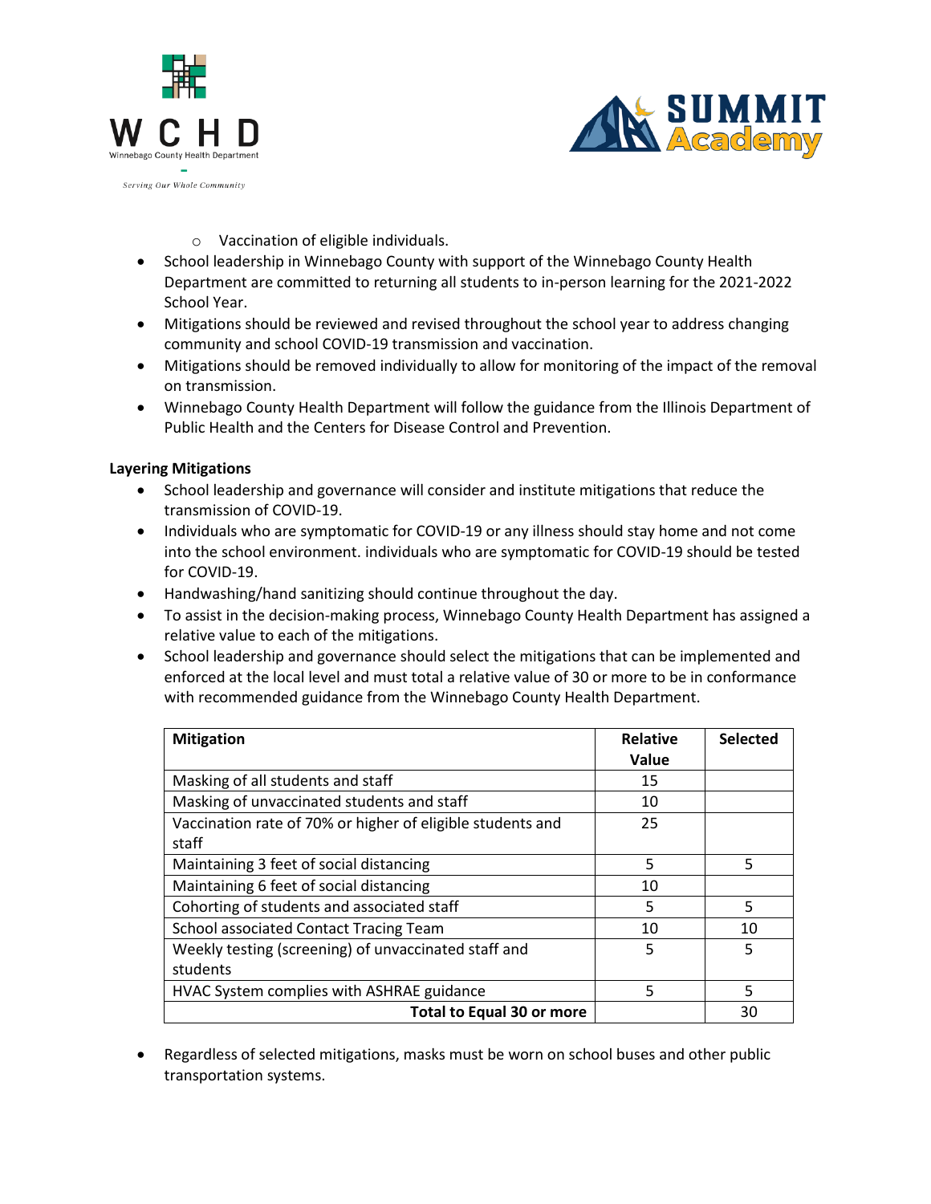- Vaccination of eligible individuals.

- School leadership in Winnebago County with support of the Winnebago County Health Department are committed to returning all students to in-person learning for the 2021-2022 School Year.
- Mitigations should be reviewed and revised throughout the school year to address changing community and school COVID-19 transmission and vaccination.
- Mitigations should be removed individually to allow for monitoring of the impact of the removal on transmission.
- Winnebago County Health Department will follow the guidance from the Illinois Department of Public Health and the Centers for Disease Control and Prevention.

**Layering Mitigations**

- School leadership and governance will consider and institute mitigations that reduce the transmission of COVID-19.
- Individuals who are symptomatic for COVID-19 or any illness should stay home and not come into the school environment. individuals who are symptomatic for COVID-19 should be tested for COVID-19.
- Handwashing/hand sanitizing should continue throughout the day.
- To assist in the decision-making process, Winnebago County Health Department has assigned a relative value to each of the mitigations.
- School leadership and governance should select the mitigations that can be implemented and enforced at the local level and must total a relative value of 30 or more to be in conformance with recommended guidance from the Winnebago County Health Department.

| Mitigation | Relative Value | Selected |
|---|---|---|
| Masking of all students and staff | 15 | |
| Masking of unvaccinated students and staff | 10 | |
| Vaccination rate of 70% or higher of eligible students and staff | 25 | |
| Maintaining 3 feet of social distancing | 5 | 5 |
| Maintaining 6 feet of social distancing | 10 | |
| Cohorting of students and associated staff | 5 | 5 |
| School associated Contact Tracing Team | 10 | 10 |
| Weekly testing (screening) of unvaccinated staff and students | 5 | 5 |
| HVAC System complies with ASHRAE guidance | 5 | 5 |
| **Total to Equal 30 or more** | | 30 |

- Regardless of selected mitigations, masks must be worn on school buses and other public transportation systems.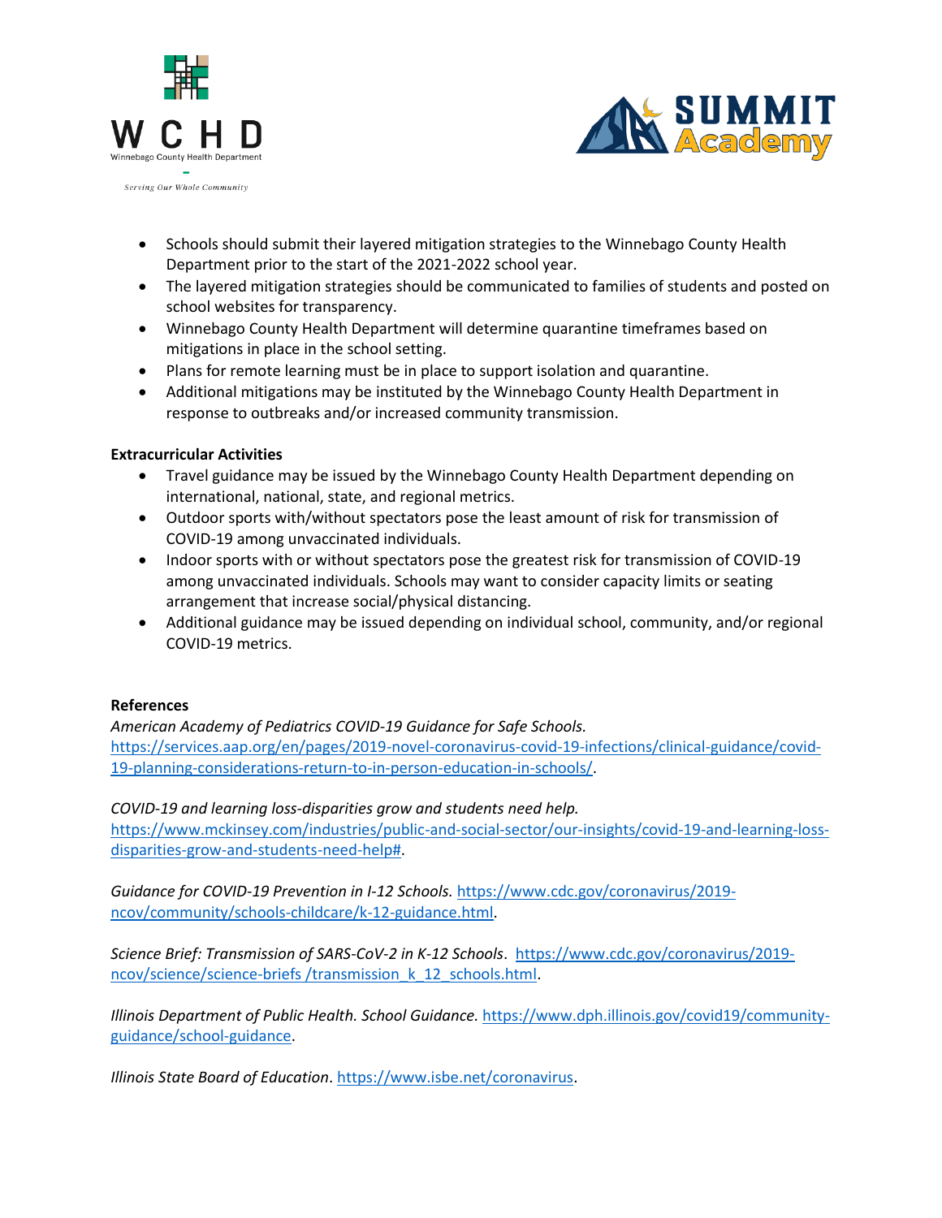- Schools should submit their layered mitigation strategies to the Winnebago County Health Department prior to the start of the 2021-2022 school year.
- The layered mitigation strategies should be communicated to families of students and posted on school websites for transparency.
- Winnebago County Health Department will determine quarantine timeframes based on mitigations in place in the school setting.
- Plans for remote learning must be in place to support isolation and quarantine.
- Additional mitigations may be instituted by the Winnebago County Health Department in response to outbreaks and/or increased community transmission.

**Extracurricular Activities**

- Travel guidance may be issued by the Winnebago County Health Department depending on international, national, state, and regional metrics.
- Outdoor sports with/without spectators pose the least amount of risk for transmission of COVID-19 among unvaccinated individuals.
- Indoor sports with or without spectators pose the greatest risk for transmission of COVID-19 among unvaccinated individuals. Schools may want to consider capacity limits or seating arrangement that increase social/physical distancing.
- Additional guidance may be issued depending on individual school, community, and/or regional COVID-19 metrics.

**References**

*American Academy of Pediatrics COVID-19 Guidance for Safe Schools.* https://services.aap.org/en/pages/2019-novel-coronavirus-covid-19-infections/clinical-guidance/covid-19-planning-considerations-return-to-in-person-education-in-schools/.

*COVID-19 and learning loss-disparities grow and students need help.* https://www.mckinsey.com/industries/public-and-social-sector/our-insights/covid-19-and-learning-loss-disparities-grow-and-students-need-help#.

*Guidance for COVID-19 Prevention in I-12 Schools.* https://www.cdc.gov/coronavirus/2019-ncov/community/schools-childcare/k-12-guidance.html.

*Science Brief: Transmission of SARS-CoV-2 in K-12 Schools*. https://www.cdc.gov/coronavirus/2019-ncov/science/science-briefs /transmission_k_12_schools.html.

*Illinois Department of Public Health. School Guidance.* https://www.dph.illinois.gov/covid19/community-guidance/school-guidance.

*Illinois State Board of Education*. https://www.isbe.net/coronavirus.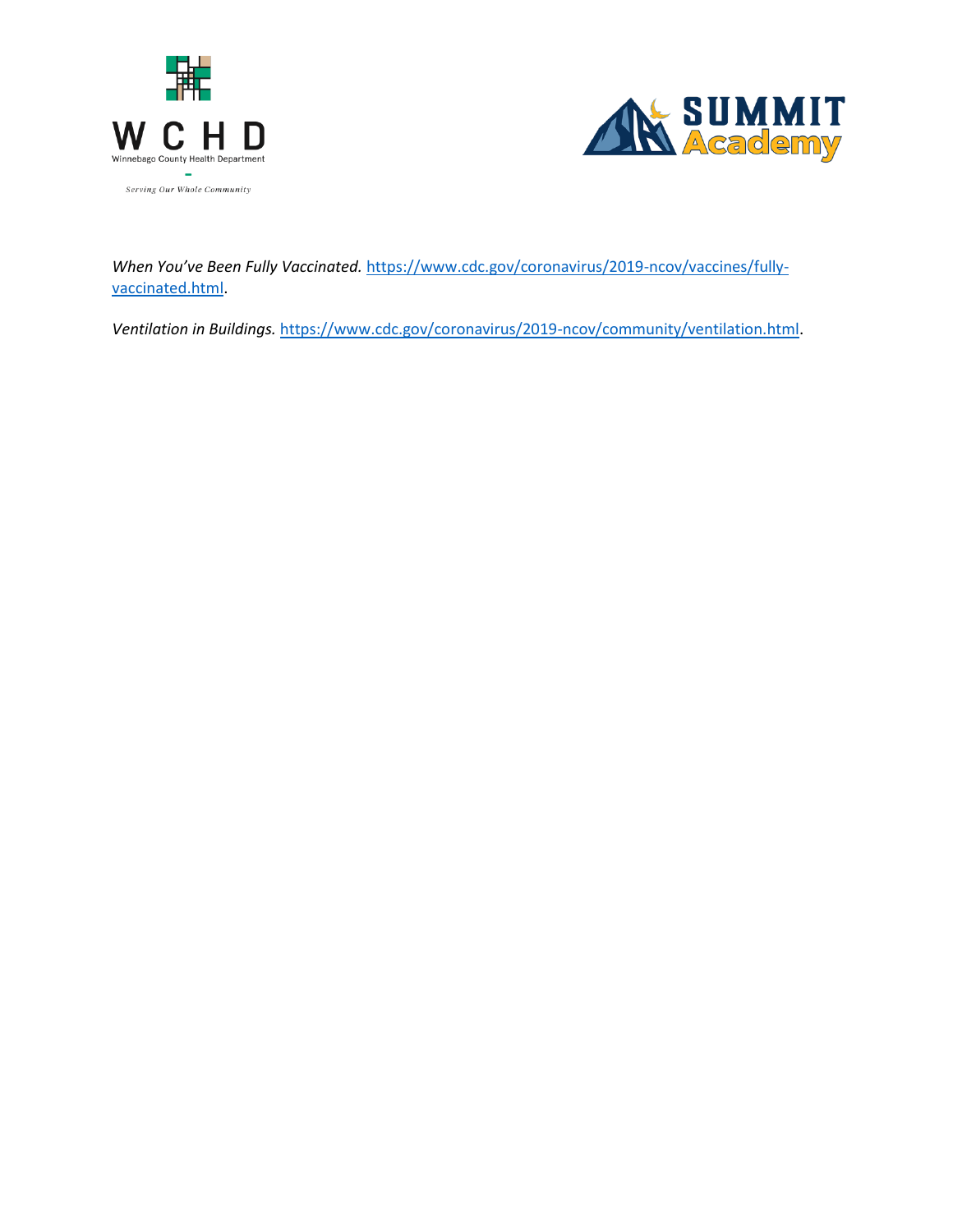*When You've Been Fully Vaccinated.* https://www.cdc.gov/coronavirus/2019-ncov/vaccines/fully-vaccinated.html.

*Ventilation in Buildings.* https://www.cdc.gov/coronavirus/2019-ncov/community/ventilation.html.